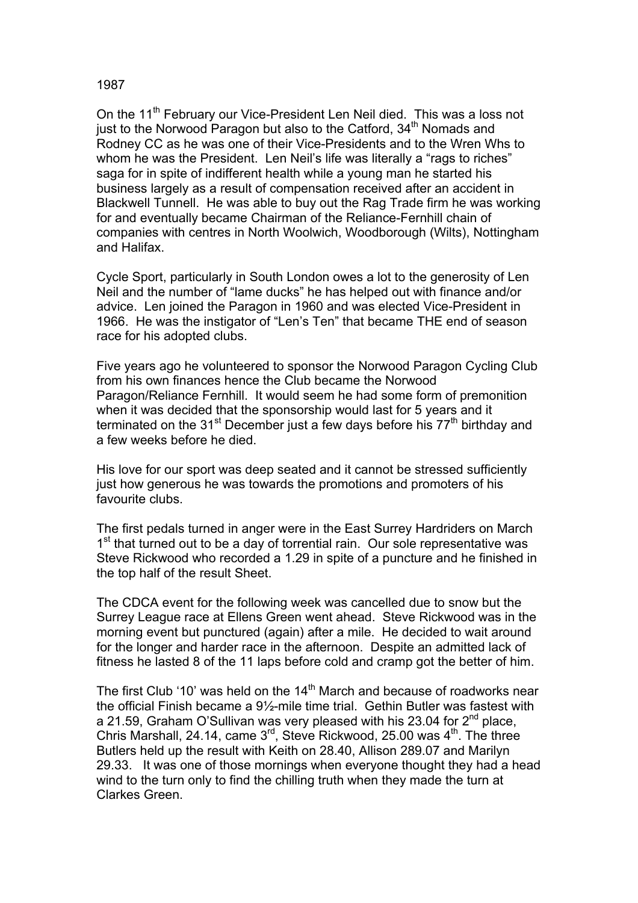1987

On the 11th February our Vice-President Len Neil died. This was a loss not just to the Norwood Paragon but also to the Catford, 34th Nomads and Rodney CC as he was one of their Vice-Presidents and to the Wren Whs to whom he was the President. Len Neil's life was literally a "rags to riches" saga for in spite of indifferent health while a young man he started his business largely as a result of compensation received after an accident in Blackwell Tunnell. He was able to buy out the Rag Trade firm he was working for and eventually became Chairman of the Reliance-Fernhill chain of companies with centres in North Woolwich, Woodborough (Wilts), Nottingham and Halifax.

Cycle Sport, particularly in South London owes a lot to the generosity of Len Neil and the number of "lame ducks" he has helped out with finance and/or advice. Len joined the Paragon in 1960 and was elected Vice-President in 1966. He was the instigator of "Len's Ten" that became THE end of season race for his adopted clubs.

Five years ago he volunteered to sponsor the Norwood Paragon Cycling Club from his own finances hence the Club became the Norwood Paragon/Reliance Fernhill. It would seem he had some form of premonition when it was decided that the sponsorship would last for 5 years and it terminated on the 31st December just a few days before his 77th birthday and a few weeks before he died.

His love for our sport was deep seated and it cannot be stressed sufficiently just how generous he was towards the promotions and promoters of his favourite clubs.

The first pedals turned in anger were in the East Surrey Hardriders on March 1st that turned out to be a day of torrential rain. Our sole representative was Steve Rickwood who recorded a 1.29 in spite of a puncture and he finished in the top half of the result Sheet.

The CDCA event for the following week was cancelled due to snow but the Surrey League race at Ellens Green went ahead. Steve Rickwood was in the morning event but punctured (again) after a mile. He decided to wait around for the longer and harder race in the afternoon. Despite an admitted lack of fitness he lasted 8 of the 11 laps before cold and cramp got the better of him.

The first Club '10' was held on the 14th March and because of roadworks near the official Finish became a 9½-mile time trial. Gethin Butler was fastest with a 21.59, Graham O'Sullivan was very pleased with his 23.04 for 2nd place, Chris Marshall, 24.14, came 3rd, Steve Rickwood, 25.00 was 4th. The three Butlers held up the result with Keith on 28.40, Allison 289.07 and Marilyn 29.33. It was one of those mornings when everyone thought they had a head wind to the turn only to find the chilling truth when they made the turn at Clarkes Green.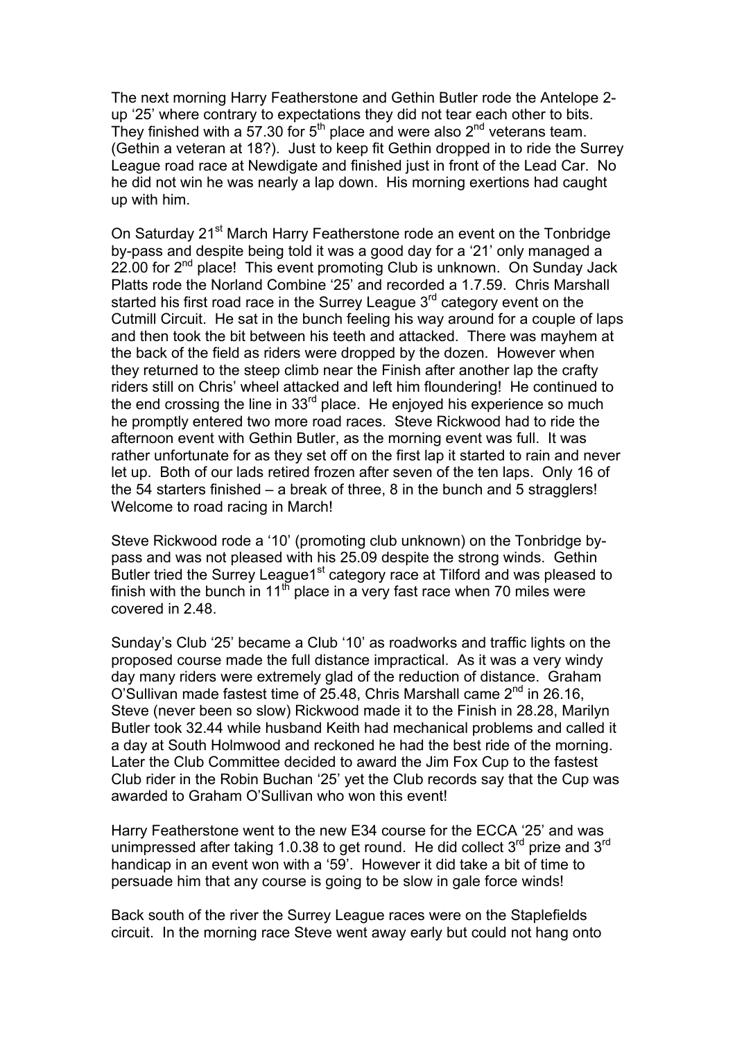The next morning Harry Featherstone and Gethin Butler rode the Antelope 2-up '25' where contrary to expectations they did not tear each other to bits. They finished with a 57.30 for 5th place and were also 2nd veterans team. (Gethin a veteran at 18?). Just to keep fit Gethin dropped in to ride the Surrey League road race at Newdigate and finished just in front of the Lead Car. No he did not win he was nearly a lap down. His morning exertions had caught up with him.

On Saturday 21st March Harry Featherstone rode an event on the Tonbridge by-pass and despite being told it was a good day for a '21' only managed a 22.00 for 2nd place! This event promoting Club is unknown. On Sunday Jack Platts rode the Norland Combine '25' and recorded a 1.7.59. Chris Marshall started his first road race in the Surrey League 3rd category event on the Cutmill Circuit. He sat in the bunch feeling his way around for a couple of laps and then took the bit between his teeth and attacked. There was mayhem at the back of the field as riders were dropped by the dozen. However when they returned to the steep climb near the Finish after another lap the crafty riders still on Chris' wheel attacked and left him floundering! He continued to the end crossing the line in 33rd place. He enjoyed his experience so much he promptly entered two more road races. Steve Rickwood had to ride the afternoon event with Gethin Butler, as the morning event was full. It was rather unfortunate for as they set off on the first lap it started to rain and never let up. Both of our lads retired frozen after seven of the ten laps. Only 16 of the 54 starters finished – a break of three, 8 in the bunch and 5 stragglers! Welcome to road racing in March!

Steve Rickwood rode a '10' (promoting club unknown) on the Tonbridge by-pass and was not pleased with his 25.09 despite the strong winds. Gethin Butler tried the Surrey League1st category race at Tilford and was pleased to finish with the bunch in 11th place in a very fast race when 70 miles were covered in 2.48.

Sunday's Club '25' became a Club '10' as roadworks and traffic lights on the proposed course made the full distance impractical. As it was a very windy day many riders were extremely glad of the reduction of distance. Graham O'Sullivan made fastest time of 25.48, Chris Marshall came 2nd in 26.16, Steve (never been so slow) Rickwood made it to the Finish in 28.28, Marilyn Butler took 32.44 while husband Keith had mechanical problems and called it a day at South Holmwood and reckoned he had the best ride of the morning. Later the Club Committee decided to award the Jim Fox Cup to the fastest Club rider in the Robin Buchan '25' yet the Club records say that the Cup was awarded to Graham O'Sullivan who won this event!

Harry Featherstone went to the new E34 course for the ECCA '25' and was unimpressed after taking 1.0.38 to get round. He did collect 3rd prize and 3rd handicap in an event won with a '59'. However it did take a bit of time to persuade him that any course is going to be slow in gale force winds!

Back south of the river the Surrey League races were on the Staplefields circuit. In the morning race Steve went away early but could not hang onto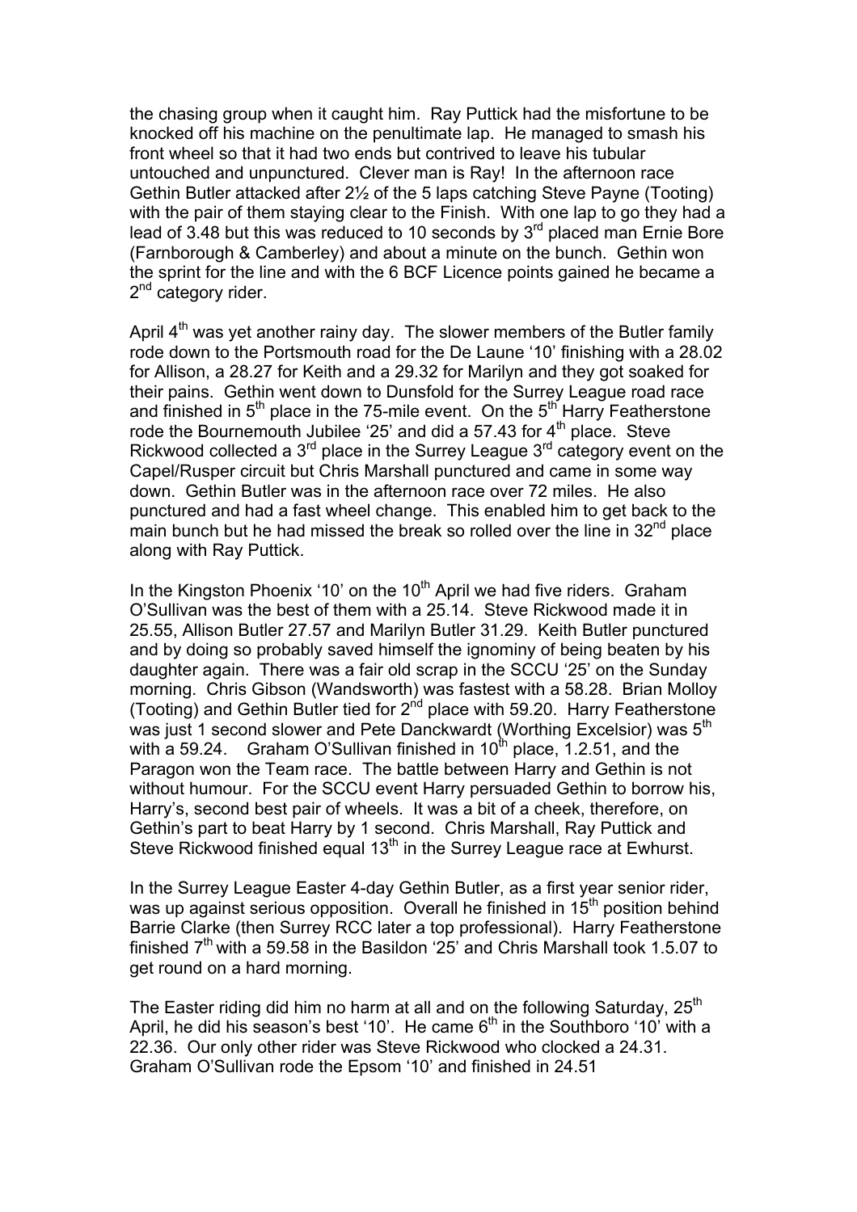the chasing group when it caught him. Ray Puttick had the misfortune to be knocked off his machine on the penultimate lap. He managed to smash his front wheel so that it had two ends but contrived to leave his tubular untouched and unpunctured. Clever man is Ray! In the afternoon race Gethin Butler attacked after 2½ of the 5 laps catching Steve Payne (Tooting) with the pair of them staying clear to the Finish. With one lap to go they had a lead of 3.48 but this was reduced to 10 seconds by 3rd placed man Ernie Bore (Farnborough & Camberley) and about a minute on the bunch. Gethin won the sprint for the line and with the 6 BCF Licence points gained he became a 2nd category rider.

April 4th was yet another rainy day. The slower members of the Butler family rode down to the Portsmouth road for the De Laune '10' finishing with a 28.02 for Allison, a 28.27 for Keith and a 29.32 for Marilyn and they got soaked for their pains. Gethin went down to Dunsfold for the Surrey League road race and finished in 5th place in the 75-mile event. On the 5th Harry Featherstone rode the Bournemouth Jubilee '25' and did a 57.43 for 4th place. Steve Rickwood collected a 3rd place in the Surrey League 3rd category event on the Capel/Rusper circuit but Chris Marshall punctured and came in some way down. Gethin Butler was in the afternoon race over 72 miles. He also punctured and had a fast wheel change. This enabled him to get back to the main bunch but he had missed the break so rolled over the line in 32nd place along with Ray Puttick.

In the Kingston Phoenix '10' on the 10th April we had five riders. Graham O'Sullivan was the best of them with a 25.14. Steve Rickwood made it in 25.55, Allison Butler 27.57 and Marilyn Butler 31.29. Keith Butler punctured and by doing so probably saved himself the ignominy of being beaten by his daughter again. There was a fair old scrap in the SCCU '25' on the Sunday morning. Chris Gibson (Wandsworth) was fastest with a 58.28. Brian Molloy (Tooting) and Gethin Butler tied for 2nd place with 59.20. Harry Featherstone was just 1 second slower and Pete Danckwardt (Worthing Excelsior) was 5th with a 59.24. Graham O'Sullivan finished in 10th place, 1.2.51, and the Paragon won the Team race. The battle between Harry and Gethin is not without humour. For the SCCU event Harry persuaded Gethin to borrow his, Harry's, second best pair of wheels. It was a bit of a cheek, therefore, on Gethin's part to beat Harry by 1 second. Chris Marshall, Ray Puttick and Steve Rickwood finished equal 13th in the Surrey League race at Ewhurst.

In the Surrey League Easter 4-day Gethin Butler, as a first year senior rider, was up against serious opposition. Overall he finished in 15th position behind Barrie Clarke (then Surrey RCC later a top professional). Harry Featherstone finished 7th with a 59.58 in the Basildon '25' and Chris Marshall took 1.5.07 to get round on a hard morning.

The Easter riding did him no harm at all and on the following Saturday, 25th April, he did his season's best '10'. He came 6th in the Southboro '10' with a 22.36. Our only other rider was Steve Rickwood who clocked a 24.31. Graham O'Sullivan rode the Epsom '10' and finished in 24.51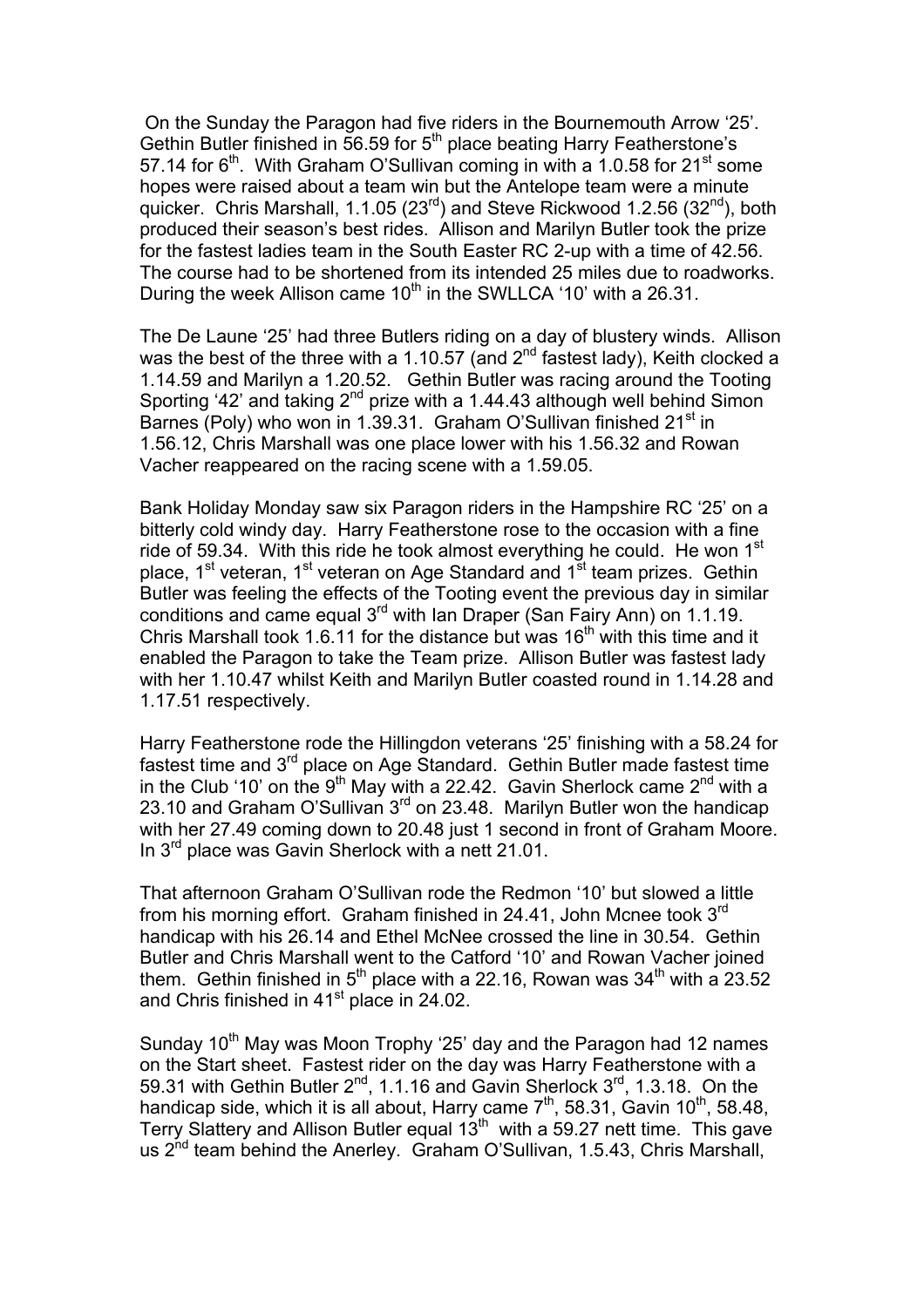On the Sunday the Paragon had five riders in the Bournemouth Arrow '25'. Gethin Butler finished in 56.59 for 5th place beating Harry Featherstone's 57.14 for 6th. With Graham O'Sullivan coming in with a 1.0.58 for 21st some hopes were raised about a team win but the Antelope team were a minute quicker. Chris Marshall, 1.1.05 (23rd) and Steve Rickwood 1.2.56 (32nd), both produced their season's best rides. Allison and Marilyn Butler took the prize for the fastest ladies team in the South Easter RC 2-up with a time of 42.56. The course had to be shortened from its intended 25 miles due to roadworks. During the week Allison came 10th in the SWLLCA '10' with a 26.31.

The De Laune '25' had three Butlers riding on a day of blustery winds. Allison was the best of the three with a 1.10.57 (and 2nd fastest lady), Keith clocked a 1.14.59 and Marilyn a 1.20.52. Gethin Butler was racing around the Tooting Sporting '42' and taking 2nd prize with a 1.44.43 although well behind Simon Barnes (Poly) who won in 1.39.31. Graham O'Sullivan finished 21st in 1.56.12, Chris Marshall was one place lower with his 1.56.32 and Rowan Vacher reappeared on the racing scene with a 1.59.05.

Bank Holiday Monday saw six Paragon riders in the Hampshire RC '25' on a bitterly cold windy day. Harry Featherstone rose to the occasion with a fine ride of 59.34. With this ride he took almost everything he could. He won 1st place, 1st veteran, 1st veteran on Age Standard and 1st team prizes. Gethin Butler was feeling the effects of the Tooting event the previous day in similar conditions and came equal 3rd with Ian Draper (San Fairy Ann) on 1.1.19. Chris Marshall took 1.6.11 for the distance but was 16th with this time and it enabled the Paragon to take the Team prize. Allison Butler was fastest lady with her 1.10.47 whilst Keith and Marilyn Butler coasted round in 1.14.28 and 1.17.51 respectively.

Harry Featherstone rode the Hillingdon veterans '25' finishing with a 58.24 for fastest time and 3rd place on Age Standard. Gethin Butler made fastest time in the Club '10' on the 9th May with a 22.42. Gavin Sherlock came 2nd with a 23.10 and Graham O'Sullivan 3rd on 23.48. Marilyn Butler won the handicap with her 27.49 coming down to 20.48 just 1 second in front of Graham Moore. In 3rd place was Gavin Sherlock with a nett 21.01.

That afternoon Graham O'Sullivan rode the Redmon '10' but slowed a little from his morning effort. Graham finished in 24.41, John Mcnee took 3rd handicap with his 26.14 and Ethel McNee crossed the line in 30.54. Gethin Butler and Chris Marshall went to the Catford '10' and Rowan Vacher joined them. Gethin finished in 5th place with a 22.16, Rowan was 34th with a 23.52 and Chris finished in 41st place in 24.02.

Sunday 10th May was Moon Trophy '25' day and the Paragon had 12 names on the Start sheet. Fastest rider on the day was Harry Featherstone with a 59.31 with Gethin Butler 2nd, 1.1.16 and Gavin Sherlock 3rd, 1.3.18. On the handicap side, which it is all about, Harry came 7th, 58.31, Gavin 10th, 58.48, Terry Slattery and Allison Butler equal 13th with a 59.27 nett time. This gave us 2nd team behind the Anerley. Graham O'Sullivan, 1.5.43, Chris Marshall,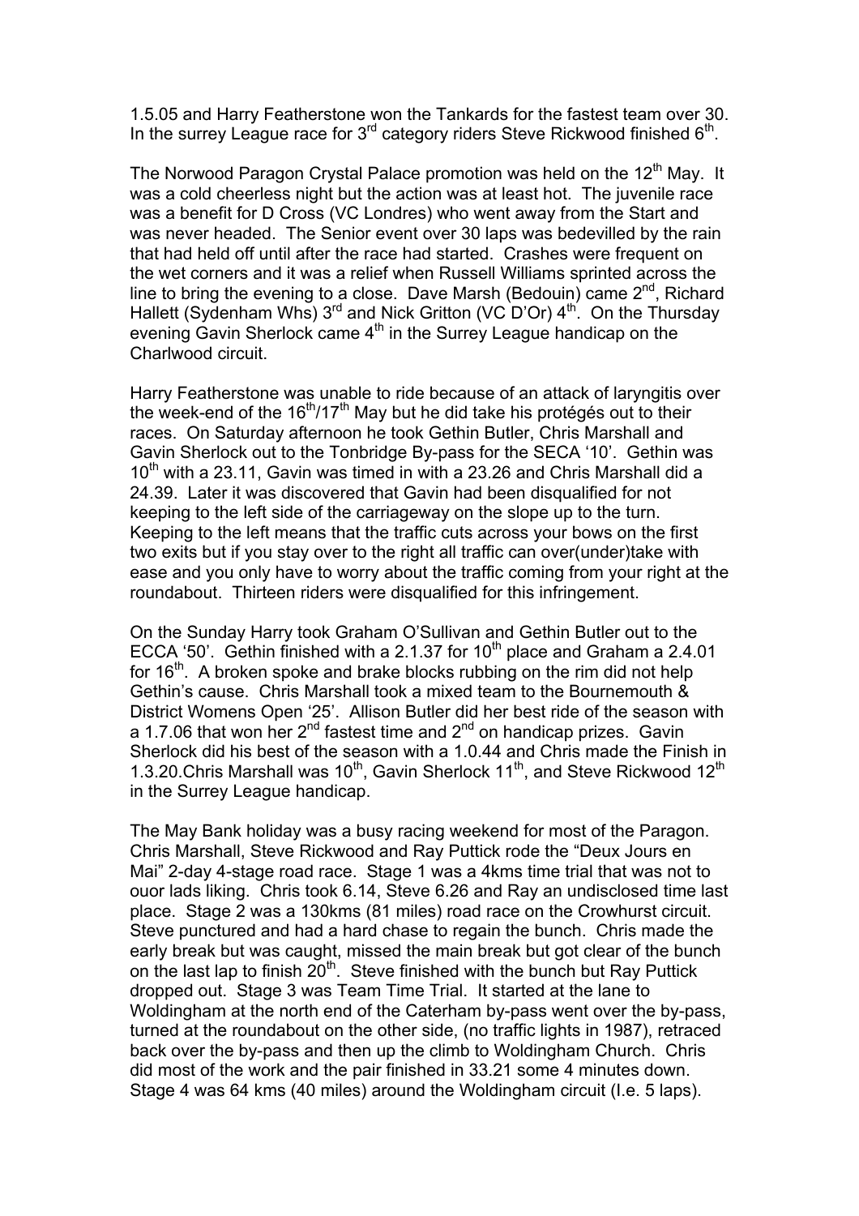1.5.05 and Harry Featherstone won the Tankards for the fastest team over 30. In the surrey League race for 3rd category riders Steve Rickwood finished 6th.

The Norwood Paragon Crystal Palace promotion was held on the 12th May. It was a cold cheerless night but the action was at least hot. The juvenile race was a benefit for D Cross (VC Londres) who went away from the Start and was never headed. The Senior event over 30 laps was bedevilled by the rain that had held off until after the race had started. Crashes were frequent on the wet corners and it was a relief when Russell Williams sprinted across the line to bring the evening to a close. Dave Marsh (Bedouin) came 2nd, Richard Hallett (Sydenham Whs) 3rd and Nick Gritton (VC D'Or) 4th. On the Thursday evening Gavin Sherlock came 4th in the Surrey League handicap on the Charlwood circuit.

Harry Featherstone was unable to ride because of an attack of laryngitis over the week-end of the 16th/17th May but he did take his protégés out to their races. On Saturday afternoon he took Gethin Butler, Chris Marshall and Gavin Sherlock out to the Tonbridge By-pass for the SECA '10'. Gethin was 10th with a 23.11, Gavin was timed in with a 23.26 and Chris Marshall did a 24.39. Later it was discovered that Gavin had been disqualified for not keeping to the left side of the carriageway on the slope up to the turn. Keeping to the left means that the traffic cuts across your bows on the first two exits but if you stay over to the right all traffic can over(under)take with ease and you only have to worry about the traffic coming from your right at the roundabout. Thirteen riders were disqualified for this infringement.

On the Sunday Harry took Graham O'Sullivan and Gethin Butler out to the ECCA '50'. Gethin finished with a 2.1.37 for 10th place and Graham a 2.4.01 for 16th. A broken spoke and brake blocks rubbing on the rim did not help Gethin's cause. Chris Marshall took a mixed team to the Bournemouth & District Womens Open '25'. Allison Butler did her best ride of the season with a 1.7.06 that won her 2nd fastest time and 2nd on handicap prizes. Gavin Sherlock did his best of the season with a 1.0.44 and Chris made the Finish in 1.3.20.Chris Marshall was 10th, Gavin Sherlock 11th, and Steve Rickwood 12th in the Surrey League handicap.

The May Bank holiday was a busy racing weekend for most of the Paragon. Chris Marshall, Steve Rickwood and Ray Puttick rode the "Deux Jours en Mai" 2-day 4-stage road race. Stage 1 was a 4kms time trial that was not to ouor lads liking. Chris took 6.14, Steve 6.26 and Ray an undisclosed time last place. Stage 2 was a 130kms (81 miles) road race on the Crowhurst circuit. Steve punctured and had a hard chase to regain the bunch. Chris made the early break but was caught, missed the main break but got clear of the bunch on the last lap to finish 20th. Steve finished with the bunch but Ray Puttick dropped out. Stage 3 was Team Time Trial. It started at the lane to Woldingham at the north end of the Caterham by-pass went over the by-pass, turned at the roundabout on the other side, (no traffic lights in 1987), retraced back over the by-pass and then up the climb to Woldingham Church. Chris did most of the work and the pair finished in 33.21 some 4 minutes down. Stage 4 was 64 kms (40 miles) around the Woldingham circuit (I.e. 5 laps).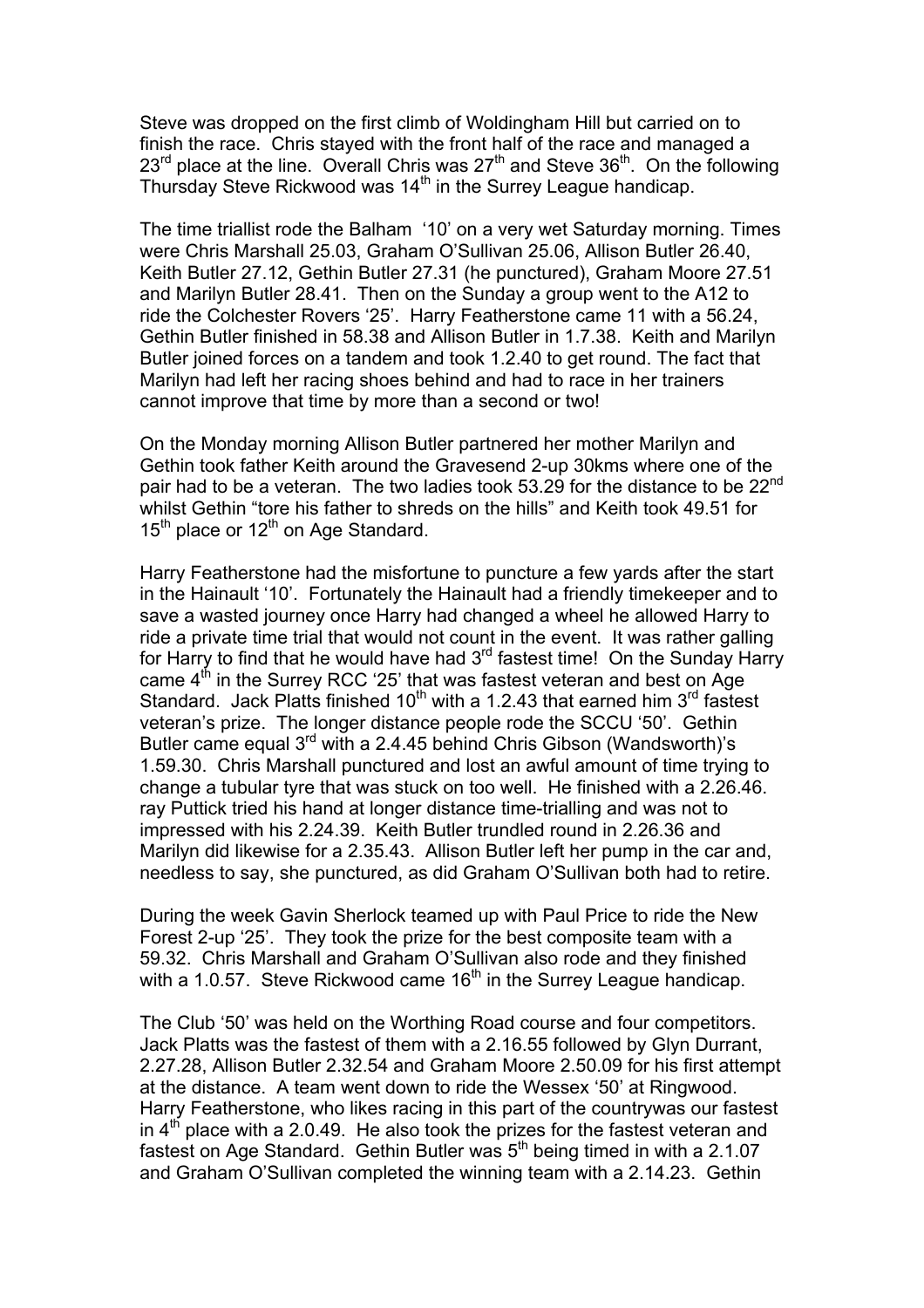Steve was dropped on the first climb of Woldingham Hill but carried on to finish the race. Chris stayed with the front half of the race and managed a 23rd place at the line. Overall Chris was 27th and Steve 36th. On the following Thursday Steve Rickwood was 14th in the Surrey League handicap.

The time triallist rode the Balham '10' on a very wet Saturday morning. Times were Chris Marshall 25.03, Graham O'Sullivan 25.06, Allison Butler 26.40, Keith Butler 27.12, Gethin Butler 27.31 (he punctured), Graham Moore 27.51 and Marilyn Butler 28.41. Then on the Sunday a group went to the A12 to ride the Colchester Rovers '25'. Harry Featherstone came 11 with a 56.24, Gethin Butler finished in 58.38 and Allison Butler in 1.7.38. Keith and Marilyn Butler joined forces on a tandem and took 1.2.40 to get round. The fact that Marilyn had left her racing shoes behind and had to race in her trainers cannot improve that time by more than a second or two!

On the Monday morning Allison Butler partnered her mother Marilyn and Gethin took father Keith around the Gravesend 2-up 30kms where one of the pair had to be a veteran. The two ladies took 53.29 for the distance to be 22nd whilst Gethin "tore his father to shreds on the hills" and Keith took 49.51 for 15th place or 12th on Age Standard.

Harry Featherstone had the misfortune to puncture a few yards after the start in the Hainault '10'. Fortunately the Hainault had a friendly timekeeper and to save a wasted journey once Harry had changed a wheel he allowed Harry to ride a private time trial that would not count in the event. It was rather galling for Harry to find that he would have had 3rd fastest time! On the Sunday Harry came 4th in the Surrey RCC '25' that was fastest veteran and best on Age Standard. Jack Platts finished 10th with a 1.2.43 that earned him 3rd fastest veteran's prize. The longer distance people rode the SCCU '50'. Gethin Butler came equal 3rd with a 2.4.45 behind Chris Gibson (Wandsworth)'s 1.59.30. Chris Marshall punctured and lost an awful amount of time trying to change a tubular tyre that was stuck on too well. He finished with a 2.26.46. ray Puttick tried his hand at longer distance time-trialling and was not to impressed with his 2.24.39. Keith Butler trundled round in 2.26.36 and Marilyn did likewise for a 2.35.43. Allison Butler left her pump in the car and, needless to say, she punctured, as did Graham O'Sullivan both had to retire.

During the week Gavin Sherlock teamed up with Paul Price to ride the New Forest 2-up '25'. They took the prize for the best composite team with a 59.32. Chris Marshall and Graham O'Sullivan also rode and they finished with a 1.0.57. Steve Rickwood came 16th in the Surrey League handicap.

The Club '50' was held on the Worthing Road course and four competitors. Jack Platts was the fastest of them with a 2.16.55 followed by Glyn Durrant, 2.27.28, Allison Butler 2.32.54 and Graham Moore 2.50.09 for his first attempt at the distance. A team went down to ride the Wessex '50' at Ringwood. Harry Featherstone, who likes racing in this part of the countrywas our fastest in 4th place with a 2.0.49. He also took the prizes for the fastest veteran and fastest on Age Standard. Gethin Butler was 5th being timed in with a 2.1.07 and Graham O'Sullivan completed the winning team with a 2.14.23. Gethin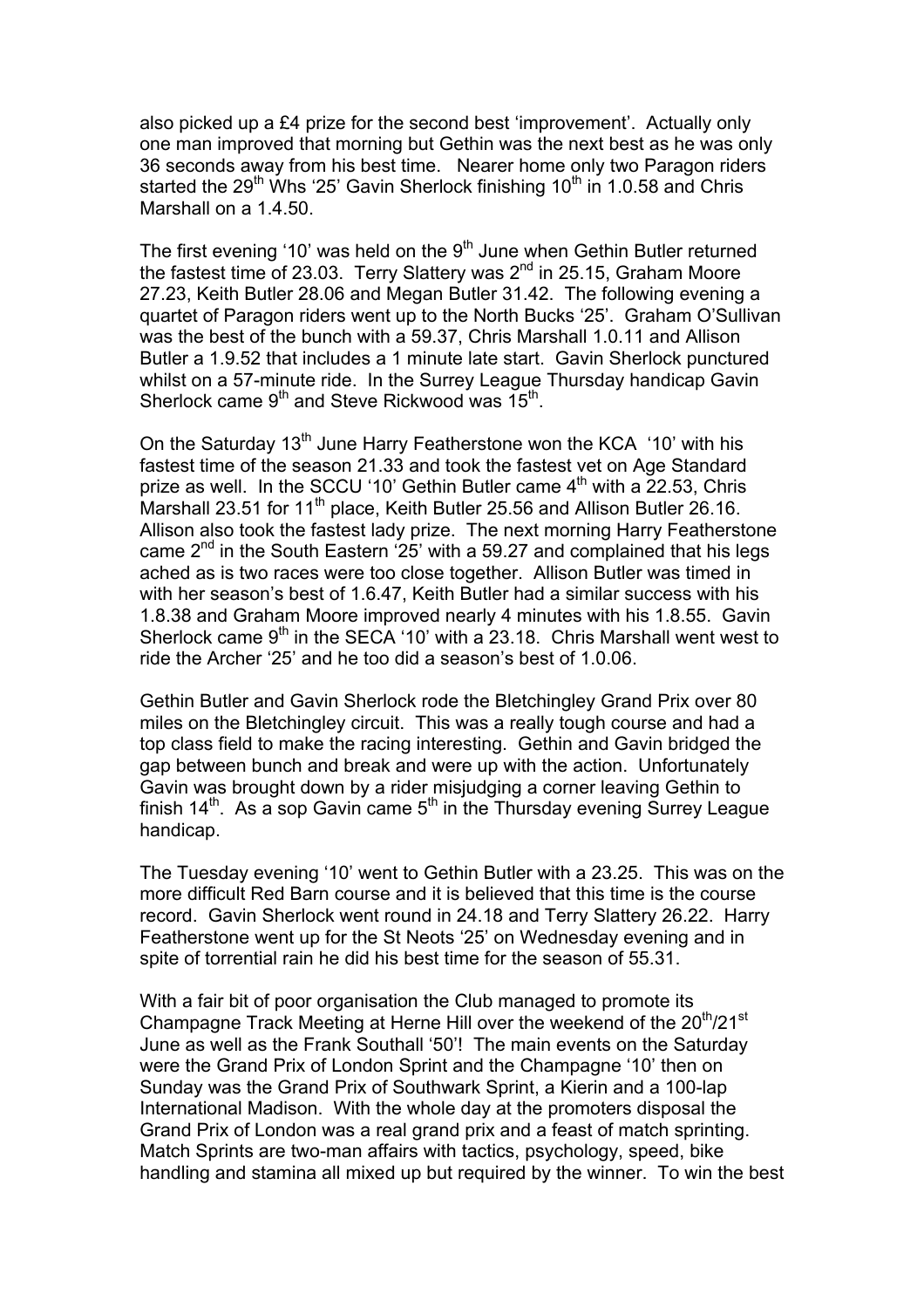also picked up a £4 prize for the second best 'improvement'. Actually only one man improved that morning but Gethin was the next best as he was only 36 seconds away from his best time. Nearer home only two Paragon riders started the 29th Whs '25' Gavin Sherlock finishing 10th in 1.0.58 and Chris Marshall on a 1.4.50.

The first evening '10' was held on the 9th June when Gethin Butler returned the fastest time of 23.03. Terry Slattery was 2nd in 25.15, Graham Moore 27.23, Keith Butler 28.06 and Megan Butler 31.42. The following evening a quartet of Paragon riders went up to the North Bucks '25'. Graham O'Sullivan was the best of the bunch with a 59.37, Chris Marshall 1.0.11 and Allison Butler a 1.9.52 that includes a 1 minute late start. Gavin Sherlock punctured whilst on a 57-minute ride. In the Surrey League Thursday handicap Gavin Sherlock came 9th and Steve Rickwood was 15th.

On the Saturday 13th June Harry Featherstone won the KCA '10' with his fastest time of the season 21.33 and took the fastest vet on Age Standard prize as well. In the SCCU '10' Gethin Butler came 4th with a 22.53, Chris Marshall 23.51 for 11th place, Keith Butler 25.56 and Allison Butler 26.16. Allison also took the fastest lady prize. The next morning Harry Featherstone came 2nd in the South Eastern '25' with a 59.27 and complained that his legs ached as is two races were too close together. Allison Butler was timed in with her season's best of 1.6.47, Keith Butler had a similar success with his 1.8.38 and Graham Moore improved nearly 4 minutes with his 1.8.55. Gavin Sherlock came 9th in the SECA '10' with a 23.18. Chris Marshall went west to ride the Archer '25' and he too did a season's best of 1.0.06.

Gethin Butler and Gavin Sherlock rode the Bletchingley Grand Prix over 80 miles on the Bletchingley circuit. This was a really tough course and had a top class field to make the racing interesting. Gethin and Gavin bridged the gap between bunch and break and were up with the action. Unfortunately Gavin was brought down by a rider misjudging a corner leaving Gethin to finish 14th. As a sop Gavin came 5th in the Thursday evening Surrey League handicap.

The Tuesday evening '10' went to Gethin Butler with a 23.25. This was on the more difficult Red Barn course and it is believed that this time is the course record. Gavin Sherlock went round in 24.18 and Terry Slattery 26.22. Harry Featherstone went up for the St Neots '25' on Wednesday evening and in spite of torrential rain he did his best time for the season of 55.31.

With a fair bit of poor organisation the Club managed to promote its Champagne Track Meeting at Herne Hill over the weekend of the 20th/21st June as well as the Frank Southall '50'! The main events on the Saturday were the Grand Prix of London Sprint and the Champagne '10' then on Sunday was the Grand Prix of Southwark Sprint, a Kierin and a 100-lap International Madison. With the whole day at the promoters disposal the Grand Prix of London was a real grand prix and a feast of match sprinting. Match Sprints are two-man affairs with tactics, psychology, speed, bike handling and stamina all mixed up but required by the winner. To win the best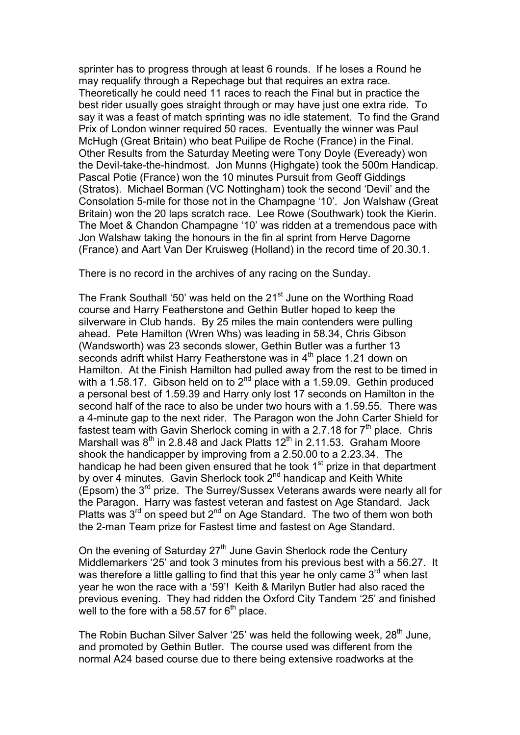sprinter has to progress through at least 6 rounds. If he loses a Round he may requalify through a Repechage but that requires an extra race. Theoretically he could need 11 races to reach the Final but in practice the best rider usually goes straight through or may have just one extra ride. To say it was a feast of match sprinting was no idle statement. To find the Grand Prix of London winner required 50 races. Eventually the winner was Paul McHugh (Great Britain) who beat Puilipe de Roche (France) in the Final. Other Results from the Saturday Meeting were Tony Doyle (Eveready) won the Devil-take-the-hindmost. Jon Munns (Highgate) took the 500m Handicap. Pascal Potie (France) won the 10 minutes Pursuit from Geoff Giddings (Stratos). Michael Borman (VC Nottingham) took the second 'Devil' and the Consolation 5-mile for those not in the Champagne '10'. Jon Walshaw (Great Britain) won the 20 laps scratch race. Lee Rowe (Southwark) took the Kierin. The Moet & Chandon Champagne '10' was ridden at a tremendous pace with Jon Walshaw taking the honours in the fin al sprint from Herve Dagorne (France) and Aart Van Der Kruisweg (Holland) in the record time of 20.30.1.

There is no record in the archives of any racing on the Sunday.

The Frank Southall '50' was held on the 21st June on the Worthing Road course and Harry Featherstone and Gethin Butler hoped to keep the silverware in Club hands. By 25 miles the main contenders were pulling ahead. Pete Hamilton (Wren Whs) was leading in 58.34, Chris Gibson (Wandsworth) was 23 seconds slower, Gethin Butler was a further 13 seconds adrift whilst Harry Featherstone was in 4th place 1.21 down on Hamilton. At the Finish Hamilton had pulled away from the rest to be timed in with a 1.58.17. Gibson held on to 2nd place with a 1.59.09. Gethin produced a personal best of 1.59.39 and Harry only lost 17 seconds on Hamilton in the second half of the race to also be under two hours with a 1.59.55. There was a 4-minute gap to the next rider. The Paragon won the John Carter Shield for fastest team with Gavin Sherlock coming in with a 2.7.18 for 7th place. Chris Marshall was 8th in 2.8.48 and Jack Platts 12th in 2.11.53. Graham Moore shook the handicapper by improving from a 2.50.00 to a 2.23.34. The handicap he had been given ensured that he took 1st prize in that department by over 4 minutes. Gavin Sherlock took 2nd handicap and Keith White (Epsom) the 3rd prize. The Surrey/Sussex Veterans awards were nearly all for the Paragon. Harry was fastest veteran and fastest on Age Standard. Jack Platts was 3rd on speed but 2nd on Age Standard. The two of them won both the 2-man Team prize for Fastest time and fastest on Age Standard.

On the evening of Saturday 27th June Gavin Sherlock rode the Century Middlemarkers '25' and took 3 minutes from his previous best with a 56.27. It was therefore a little galling to find that this year he only came 3rd when last year he won the race with a '59'! Keith & Marilyn Butler had also raced the previous evening. They had ridden the Oxford City Tandem '25' and finished well to the fore with a 58.57 for 6th place.

The Robin Buchan Silver Salver '25' was held the following week, 28th June, and promoted by Gethin Butler. The course used was different from the normal A24 based course due to there being extensive roadworks at the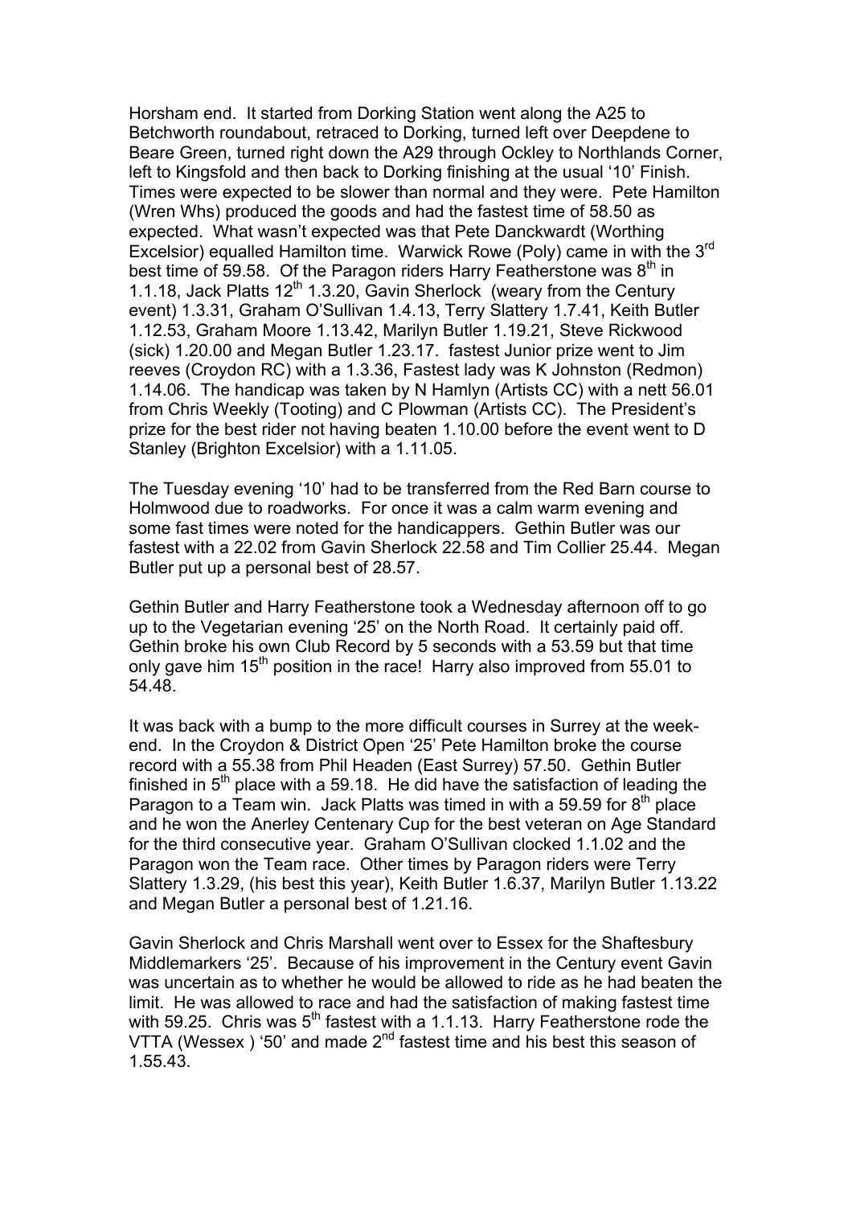Horsham end. It started from Dorking Station went along the A25 to Betchworth roundabout, retraced to Dorking, turned left over Deepdene to Beare Green, turned right down the A29 through Ockley to Northlands Corner, left to Kingsfold and then back to Dorking finishing at the usual '10' Finish. Times were expected to be slower than normal and they were. Pete Hamilton (Wren Whs) produced the goods and had the fastest time of 58.50 as expected. What wasn't expected was that Pete Danckwardt (Worthing Excelsior) equalled Hamilton time. Warwick Rowe (Poly) came in with the 3rd best time of 59.58. Of the Paragon riders Harry Featherstone was 8th in 1.1.18, Jack Platts 12th 1.3.20, Gavin Sherlock (weary from the Century event) 1.3.31, Graham O'Sullivan 1.4.13, Terry Slattery 1.7.41, Keith Butler 1.12.53, Graham Moore 1.13.42, Marilyn Butler 1.19.21, Steve Rickwood (sick) 1.20.00 and Megan Butler 1.23.17. fastest Junior prize went to Jim reeves (Croydon RC) with a 1.3.36, Fastest lady was K Johnston (Redmon) 1.14.06. The handicap was taken by N Hamlyn (Artists CC) with a nett 56.01 from Chris Weekly (Tooting) and C Plowman (Artists CC). The President's prize for the best rider not having beaten 1.10.00 before the event went to D Stanley (Brighton Excelsior) with a 1.11.05.

The Tuesday evening '10' had to be transferred from the Red Barn course to Holmwood due to roadworks. For once it was a calm warm evening and some fast times were noted for the handicappers. Gethin Butler was our fastest with a 22.02 from Gavin Sherlock 22.58 and Tim Collier 25.44. Megan Butler put up a personal best of 28.57.

Gethin Butler and Harry Featherstone took a Wednesday afternoon off to go up to the Vegetarian evening '25' on the North Road. It certainly paid off. Gethin broke his own Club Record by 5 seconds with a 53.59 but that time only gave him 15th position in the race! Harry also improved from 55.01 to 54.48.

It was back with a bump to the more difficult courses in Surrey at the week-end. In the Croydon & District Open '25' Pete Hamilton broke the course record with a 55.38 from Phil Headen (East Surrey) 57.50. Gethin Butler finished in 5th place with a 59.18. He did have the satisfaction of leading the Paragon to a Team win. Jack Platts was timed in with a 59.59 for 8th place and he won the Anerley Centenary Cup for the best veteran on Age Standard for the third consecutive year. Graham O'Sullivan clocked 1.1.02 and the Paragon won the Team race. Other times by Paragon riders were Terry Slattery 1.3.29, (his best this year), Keith Butler 1.6.37, Marilyn Butler 1.13.22 and Megan Butler a personal best of 1.21.16.

Gavin Sherlock and Chris Marshall went over to Essex for the Shaftesbury Middlemarkers '25'. Because of his improvement in the Century event Gavin was uncertain as to whether he would be allowed to ride as he had beaten the limit. He was allowed to race and had the satisfaction of making fastest time with 59.25. Chris was 5th fastest with a 1.1.13. Harry Featherstone rode the VTTA (Wessex ) '50' and made 2nd fastest time and his best this season of 1.55.43.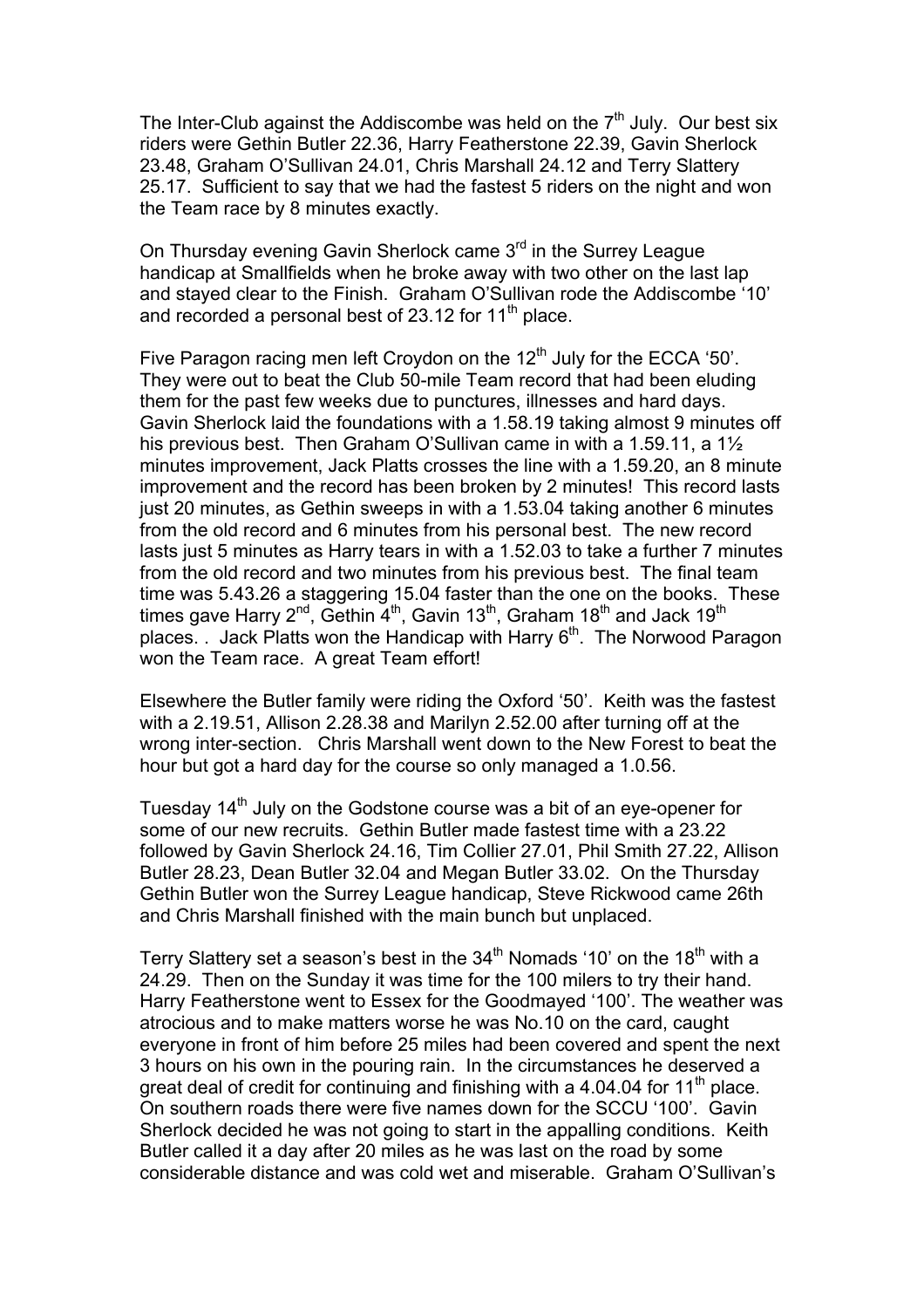The Inter-Club against the Addiscombe was held on the 7th July. Our best six riders were Gethin Butler 22.36, Harry Featherstone 22.39, Gavin Sherlock 23.48, Graham O'Sullivan 24.01, Chris Marshall 24.12 and Terry Slattery 25.17. Sufficient to say that we had the fastest 5 riders on the night and won the Team race by 8 minutes exactly.

On Thursday evening Gavin Sherlock came 3rd in the Surrey League handicap at Smallfields when he broke away with two other on the last lap and stayed clear to the Finish. Graham O'Sullivan rode the Addiscombe '10' and recorded a personal best of 23.12 for 11th place.

Five Paragon racing men left Croydon on the 12th July for the ECCA '50'. They were out to beat the Club 50-mile Team record that had been eluding them for the past few weeks due to punctures, illnesses and hard days. Gavin Sherlock laid the foundations with a 1.58.19 taking almost 9 minutes off his previous best. Then Graham O'Sullivan came in with a 1.59.11, a 1½ minutes improvement, Jack Platts crosses the line with a 1.59.20, an 8 minute improvement and the record has been broken by 2 minutes! This record lasts just 20 minutes, as Gethin sweeps in with a 1.53.04 taking another 6 minutes from the old record and 6 minutes from his personal best. The new record lasts just 5 minutes as Harry tears in with a 1.52.03 to take a further 7 minutes from the old record and two minutes from his previous best. The final team time was 5.43.26 a staggering 15.04 faster than the one on the books. These times gave Harry 2nd, Gethin 4th, Gavin 13th, Graham 18th and Jack 19th places. . Jack Platts won the Handicap with Harry 6th. The Norwood Paragon won the Team race. A great Team effort!

Elsewhere the Butler family were riding the Oxford '50'. Keith was the fastest with a 2.19.51, Allison 2.28.38 and Marilyn 2.52.00 after turning off at the wrong inter-section. Chris Marshall went down to the New Forest to beat the hour but got a hard day for the course so only managed a 1.0.56.

Tuesday 14th July on the Godstone course was a bit of an eye-opener for some of our new recruits. Gethin Butler made fastest time with a 23.22 followed by Gavin Sherlock 24.16, Tim Collier 27.01, Phil Smith 27.22, Allison Butler 28.23, Dean Butler 32.04 and Megan Butler 33.02. On the Thursday Gethin Butler won the Surrey League handicap, Steve Rickwood came 26th and Chris Marshall finished with the main bunch but unplaced.

Terry Slattery set a season's best in the 34th Nomads '10' on the 18th with a 24.29. Then on the Sunday it was time for the 100 milers to try their hand. Harry Featherstone went to Essex for the Goodmayed '100'. The weather was atrocious and to make matters worse he was No.10 on the card, caught everyone in front of him before 25 miles had been covered and spent the next 3 hours on his own in the pouring rain. In the circumstances he deserved a great deal of credit for continuing and finishing with a 4.04.04 for 11th place. On southern roads there were five names down for the SCCU '100'. Gavin Sherlock decided he was not going to start in the appalling conditions. Keith Butler called it a day after 20 miles as he was last on the road by some considerable distance and was cold wet and miserable. Graham O'Sullivan's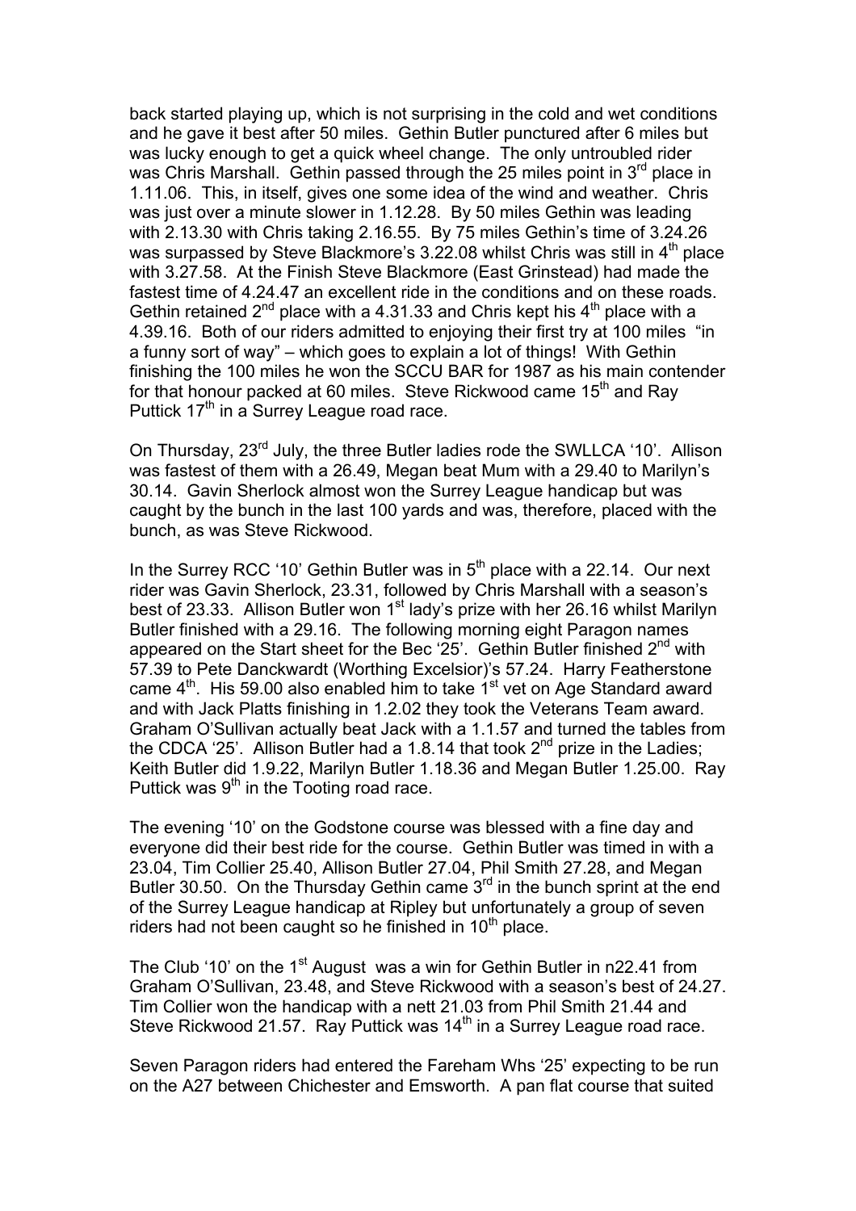back started playing up, which is not surprising in the cold and wet conditions and he gave it best after 50 miles. Gethin Butler punctured after 6 miles but was lucky enough to get a quick wheel change. The only untroubled rider was Chris Marshall. Gethin passed through the 25 miles point in 3rd place in 1.11.06. This, in itself, gives one some idea of the wind and weather. Chris was just over a minute slower in 1.12.28. By 50 miles Gethin was leading with 2.13.30 with Chris taking 2.16.55. By 75 miles Gethin's time of 3.24.26 was surpassed by Steve Blackmore's 3.22.08 whilst Chris was still in 4th place with 3.27.58. At the Finish Steve Blackmore (East Grinstead) had made the fastest time of 4.24.47 an excellent ride in the conditions and on these roads. Gethin retained 2nd place with a 4.31.33 and Chris kept his 4th place with a 4.39.16. Both of our riders admitted to enjoying their first try at 100 miles "in a funny sort of way" – which goes to explain a lot of things! With Gethin finishing the 100 miles he won the SCCU BAR for 1987 as his main contender for that honour packed at 60 miles. Steve Rickwood came 15th and Ray Puttick 17th in a Surrey League road race.

On Thursday, 23rd July, the three Butler ladies rode the SWLLCA '10'. Allison was fastest of them with a 26.49, Megan beat Mum with a 29.40 to Marilyn's 30.14. Gavin Sherlock almost won the Surrey League handicap but was caught by the bunch in the last 100 yards and was, therefore, placed with the bunch, as was Steve Rickwood.

In the Surrey RCC '10' Gethin Butler was in 5th place with a 22.14. Our next rider was Gavin Sherlock, 23.31, followed by Chris Marshall with a season's best of 23.33. Allison Butler won 1st lady's prize with her 26.16 whilst Marilyn Butler finished with a 29.16. The following morning eight Paragon names appeared on the Start sheet for the Bec '25'. Gethin Butler finished 2nd with 57.39 to Pete Danckwardt (Worthing Excelsior)'s 57.24. Harry Featherstone came 4th. His 59.00 also enabled him to take 1st vet on Age Standard award and with Jack Platts finishing in 1.2.02 they took the Veterans Team award. Graham O'Sullivan actually beat Jack with a 1.1.57 and turned the tables from the CDCA '25'. Allison Butler had a 1.8.14 that took 2nd prize in the Ladies; Keith Butler did 1.9.22, Marilyn Butler 1.18.36 and Megan Butler 1.25.00. Ray Puttick was 9th in the Tooting road race.

The evening '10' on the Godstone course was blessed with a fine day and everyone did their best ride for the course. Gethin Butler was timed in with a 23.04, Tim Collier 25.40, Allison Butler 27.04, Phil Smith 27.28, and Megan Butler 30.50. On the Thursday Gethin came 3rd in the bunch sprint at the end of the Surrey League handicap at Ripley but unfortunately a group of seven riders had not been caught so he finished in 10th place.

The Club '10' on the 1st August was a win for Gethin Butler in n22.41 from Graham O'Sullivan, 23.48, and Steve Rickwood with a season's best of 24.27. Tim Collier won the handicap with a nett 21.03 from Phil Smith 21.44 and Steve Rickwood 21.57. Ray Puttick was 14th in a Surrey League road race.

Seven Paragon riders had entered the Fareham Whs '25' expecting to be run on the A27 between Chichester and Emsworth. A pan flat course that suited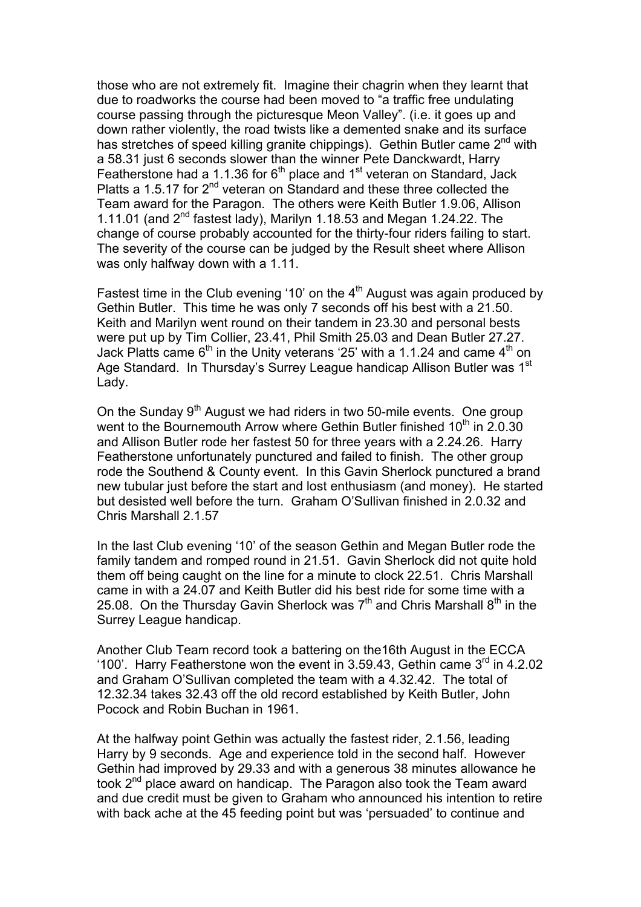those who are not extremely fit. Imagine their chagrin when they learnt that due to roadworks the course had been moved to "a traffic free undulating course passing through the picturesque Meon Valley". (i.e. it goes up and down rather violently, the road twists like a demented snake and its surface has stretches of speed killing granite chippings). Gethin Butler came 2nd with a 58.31 just 6 seconds slower than the winner Pete Danckwardt, Harry Featherstone had a 1.1.36 for 6th place and 1st veteran on Standard, Jack Platts a 1.5.17 for 2nd veteran on Standard and these three collected the Team award for the Paragon. The others were Keith Butler 1.9.06, Allison 1.11.01 (and 2nd fastest lady), Marilyn 1.18.53 and Megan 1.24.22. The change of course probably accounted for the thirty-four riders failing to start. The severity of the course can be judged by the Result sheet where Allison was only halfway down with a 1.11.

Fastest time in the Club evening '10' on the 4th August was again produced by Gethin Butler. This time he was only 7 seconds off his best with a 21.50. Keith and Marilyn went round on their tandem in 23.30 and personal bests were put up by Tim Collier, 23.41, Phil Smith 25.03 and Dean Butler 27.27. Jack Platts came 6th in the Unity veterans '25' with a 1.1.24 and came 4th on Age Standard. In Thursday's Surrey League handicap Allison Butler was 1st Lady.

On the Sunday 9th August we had riders in two 50-mile events. One group went to the Bournemouth Arrow where Gethin Butler finished 10th in 2.0.30 and Allison Butler rode her fastest 50 for three years with a 2.24.26. Harry Featherstone unfortunately punctured and failed to finish. The other group rode the Southend & County event. In this Gavin Sherlock punctured a brand new tubular just before the start and lost enthusiasm (and money). He started but desisted well before the turn. Graham O'Sullivan finished in 2.0.32 and Chris Marshall 2.1.57

In the last Club evening '10' of the season Gethin and Megan Butler rode the family tandem and romped round in 21.51. Gavin Sherlock did not quite hold them off being caught on the line for a minute to clock 22.51. Chris Marshall came in with a 24.07 and Keith Butler did his best ride for some time with a 25.08. On the Thursday Gavin Sherlock was 7th and Chris Marshall 8th in the Surrey League handicap.

Another Club Team record took a battering on the16th August in the ECCA '100'. Harry Featherstone won the event in 3.59.43, Gethin came 3rd in 4.2.02 and Graham O'Sullivan completed the team with a 4.32.42. The total of 12.32.34 takes 32.43 off the old record established by Keith Butler, John Pocock and Robin Buchan in 1961.

At the halfway point Gethin was actually the fastest rider, 2.1.56, leading Harry by 9 seconds. Age and experience told in the second half. However Gethin had improved by 29.33 and with a generous 38 minutes allowance he took 2nd place award on handicap. The Paragon also took the Team award and due credit must be given to Graham who announced his intention to retire with back ache at the 45 feeding point but was 'persuaded' to continue and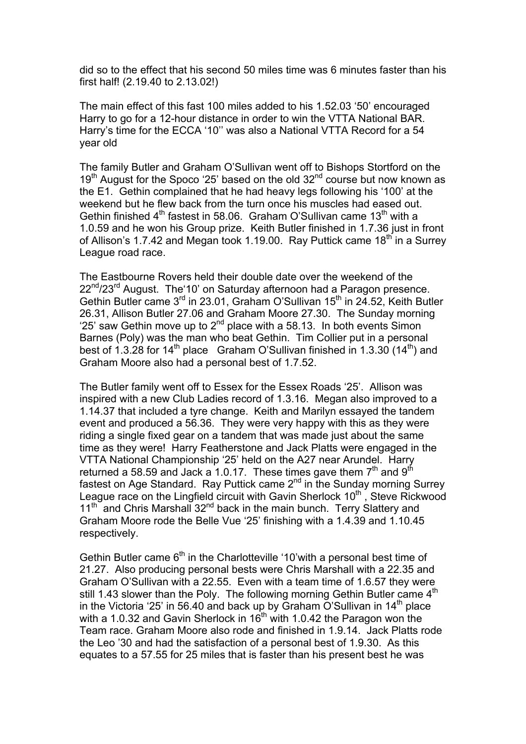did so to the effect that his second 50 miles time was 6 minutes faster than his first half! (2.19.40 to 2.13.02!)

The main effect of this fast 100 miles added to his 1.52.03 '50' encouraged Harry to go for a 12-hour distance in order to win the VTTA National BAR. Harry's time for the ECCA '10'' was also a National VTTA Record for a 54 year old

The family Butler and Graham O'Sullivan went off to Bishops Stortford on the 19th August for the Spoco '25' based on the old 32nd course but now known as the E1. Gethin complained that he had heavy legs following his '100' at the weekend but he flew back from the turn once his muscles had eased out. Gethin finished 4th fastest in 58.06. Graham O'Sullivan came 13th with a 1.0.59 and he won his Group prize. Keith Butler finished in 1.7.36 just in front of Allison's 1.7.42 and Megan took 1.19.00. Ray Puttick came 18th in a Surrey League road race.

The Eastbourne Rovers held their double date over the weekend of the 22nd/23rd August. The'10' on Saturday afternoon had a Paragon presence. Gethin Butler came 3rd in 23.01, Graham O'Sullivan 15th in 24.52, Keith Butler 26.31, Allison Butler 27.06 and Graham Moore 27.30. The Sunday morning '25' saw Gethin move up to 2nd place with a 58.13. In both events Simon Barnes (Poly) was the man who beat Gethin. Tim Collier put in a personal best of 1.3.28 for 14th place Graham O'Sullivan finished in 1.3.30 (14th) and Graham Moore also had a personal best of 1.7.52.

The Butler family went off to Essex for the Essex Roads '25'. Allison was inspired with a new Club Ladies record of 1.3.16. Megan also improved to a 1.14.37 that included a tyre change. Keith and Marilyn essayed the tandem event and produced a 56.36. They were very happy with this as they were riding a single fixed gear on a tandem that was made just about the same time as they were! Harry Featherstone and Jack Platts were engaged in the VTTA National Championship '25' held on the A27 near Arundel. Harry returned a 58.59 and Jack a 1.0.17. These times gave them 7th and 9th fastest on Age Standard. Ray Puttick came 2nd in the Sunday morning Surrey League race on the Lingfield circuit with Gavin Sherlock 10th , Steve Rickwood 11th and Chris Marshall 32nd back in the main bunch. Terry Slattery and Graham Moore rode the Belle Vue '25' finishing with a 1.4.39 and 1.10.45 respectively.

Gethin Butler came 6th in the Charlotteville '10'with a personal best time of 21.27. Also producing personal bests were Chris Marshall with a 22.35 and Graham O'Sullivan with a 22.55. Even with a team time of 1.6.57 they were still 1.43 slower than the Poly. The following morning Gethin Butler came 4th in the Victoria '25' in 56.40 and back up by Graham O'Sullivan in 14th place with a 1.0.32 and Gavin Sherlock in 16th with 1.0.42 the Paragon won the Team race. Graham Moore also rode and finished in 1.9.14. Jack Platts rode the Leo '30 and had the satisfaction of a personal best of 1.9.30. As this equates to a 57.55 for 25 miles that is faster than his present best he was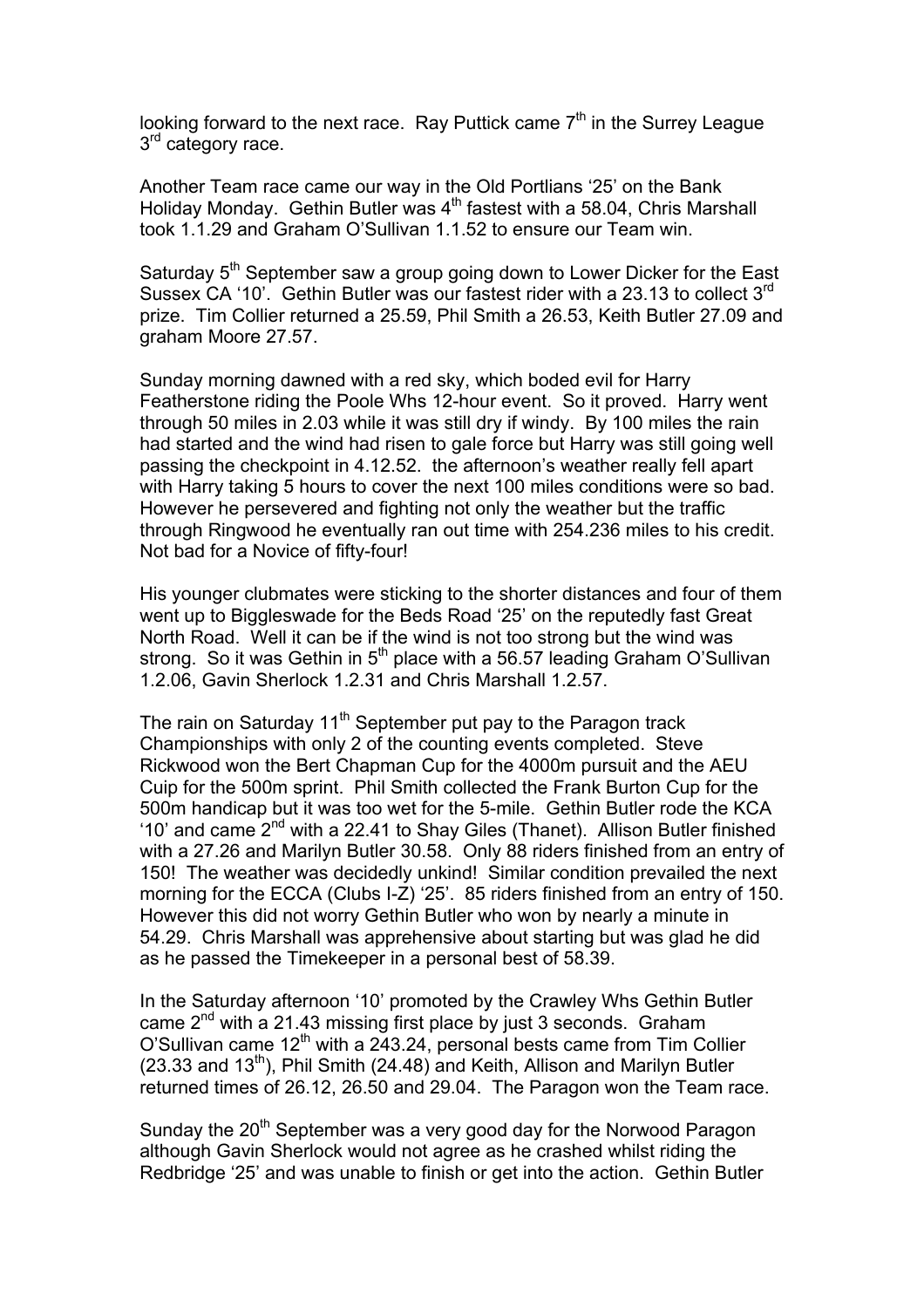looking forward to the next race. Ray Puttick came 7th in the Surrey League 3rd category race.

Another Team race came our way in the Old Portlians '25' on the Bank Holiday Monday. Gethin Butler was 4th fastest with a 58.04, Chris Marshall took 1.1.29 and Graham O'Sullivan 1.1.52 to ensure our Team win.

Saturday 5th September saw a group going down to Lower Dicker for the East Sussex CA '10'. Gethin Butler was our fastest rider with a 23.13 to collect 3rd prize. Tim Collier returned a 25.59, Phil Smith a 26.53, Keith Butler 27.09 and graham Moore 27.57.

Sunday morning dawned with a red sky, which boded evil for Harry Featherstone riding the Poole Whs 12-hour event. So it proved. Harry went through 50 miles in 2.03 while it was still dry if windy. By 100 miles the rain had started and the wind had risen to gale force but Harry was still going well passing the checkpoint in 4.12.52. the afternoon's weather really fell apart with Harry taking 5 hours to cover the next 100 miles conditions were so bad. However he persevered and fighting not only the weather but the traffic through Ringwood he eventually ran out time with 254.236 miles to his credit. Not bad for a Novice of fifty-four!

His younger clubmates were sticking to the shorter distances and four of them went up to Biggleswade for the Beds Road '25' on the reputedly fast Great North Road. Well it can be if the wind is not too strong but the wind was strong. So it was Gethin in 5th place with a 56.57 leading Graham O'Sullivan 1.2.06, Gavin Sherlock 1.2.31 and Chris Marshall 1.2.57.

The rain on Saturday 11th September put pay to the Paragon track Championships with only 2 of the counting events completed. Steve Rickwood won the Bert Chapman Cup for the 4000m pursuit and the AEU Cuip for the 500m sprint. Phil Smith collected the Frank Burton Cup for the 500m handicap but it was too wet for the 5-mile. Gethin Butler rode the KCA '10' and came 2nd with a 22.41 to Shay Giles (Thanet). Allison Butler finished with a 27.26 and Marilyn Butler 30.58. Only 88 riders finished from an entry of 150! The weather was decidedly unkind! Similar condition prevailed the next morning for the ECCA (Clubs I-Z) '25'. 85 riders finished from an entry of 150. However this did not worry Gethin Butler who won by nearly a minute in 54.29. Chris Marshall was apprehensive about starting but was glad he did as he passed the Timekeeper in a personal best of 58.39.

In the Saturday afternoon '10' promoted by the Crawley Whs Gethin Butler came 2nd with a 21.43 missing first place by just 3 seconds. Graham O'Sullivan came 12th with a 243.24, personal bests came from Tim Collier (23.33 and 13th), Phil Smith (24.48) and Keith, Allison and Marilyn Butler returned times of 26.12, 26.50 and 29.04. The Paragon won the Team race.

Sunday the 20th September was a very good day for the Norwood Paragon although Gavin Sherlock would not agree as he crashed whilst riding the Redbridge '25' and was unable to finish or get into the action. Gethin Butler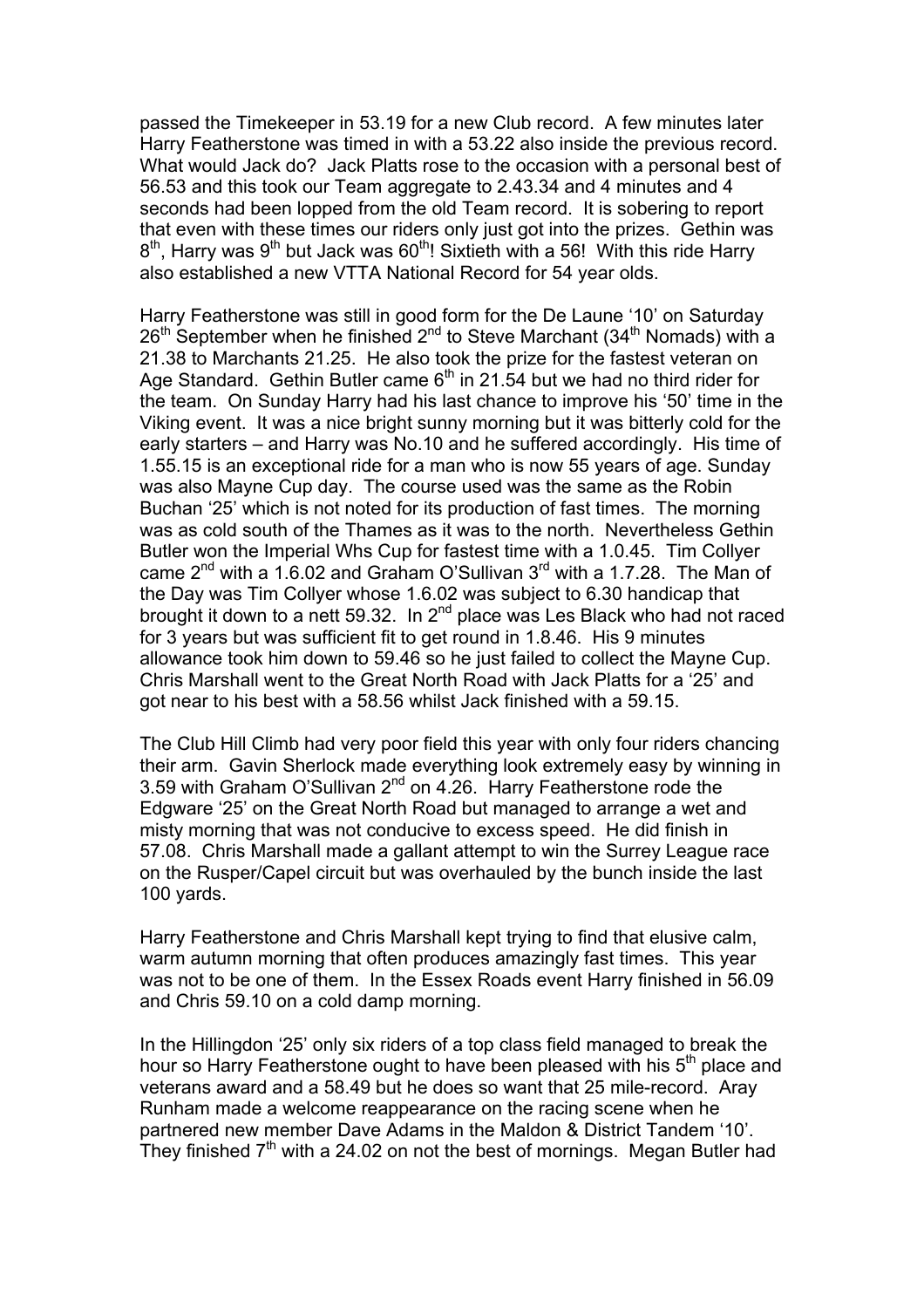passed the Timekeeper in 53.19 for a new Club record. A few minutes later Harry Featherstone was timed in with a 53.22 also inside the previous record. What would Jack do? Jack Platts rose to the occasion with a personal best of 56.53 and this took our Team aggregate to 2.43.34 and 4 minutes and 4 seconds had been lopped from the old Team record. It is sobering to report that even with these times our riders only just got into the prizes. Gethin was 8th, Harry was 9th but Jack was 60th! Sixtieth with a 56! With this ride Harry also established a new VTTA National Record for 54 year olds.

Harry Featherstone was still in good form for the De Laune '10' on Saturday 26th September when he finished 2nd to Steve Marchant (34th Nomads) with a 21.38 to Marchants 21.25. He also took the prize for the fastest veteran on Age Standard. Gethin Butler came 6th in 21.54 but we had no third rider for the team. On Sunday Harry had his last chance to improve his '50' time in the Viking event. It was a nice bright sunny morning but it was bitterly cold for the early starters – and Harry was No.10 and he suffered accordingly. His time of 1.55.15 is an exceptional ride for a man who is now 55 years of age. Sunday was also Mayne Cup day. The course used was the same as the Robin Buchan '25' which is not noted for its production of fast times. The morning was as cold south of the Thames as it was to the north. Nevertheless Gethin Butler won the Imperial Whs Cup for fastest time with a 1.0.45. Tim Collyer came 2nd with a 1.6.02 and Graham O'Sullivan 3rd with a 1.7.28. The Man of the Day was Tim Collyer whose 1.6.02 was subject to 6.30 handicap that brought it down to a nett 59.32. In 2nd place was Les Black who had not raced for 3 years but was sufficient fit to get round in 1.8.46. His 9 minutes allowance took him down to 59.46 so he just failed to collect the Mayne Cup. Chris Marshall went to the Great North Road with Jack Platts for a '25' and got near to his best with a 58.56 whilst Jack finished with a 59.15.

The Club Hill Climb had very poor field this year with only four riders chancing their arm. Gavin Sherlock made everything look extremely easy by winning in 3.59 with Graham O'Sullivan 2nd on 4.26. Harry Featherstone rode the Edgware '25' on the Great North Road but managed to arrange a wet and misty morning that was not conducive to excess speed. He did finish in 57.08. Chris Marshall made a gallant attempt to win the Surrey League race on the Rusper/Capel circuit but was overhauled by the bunch inside the last 100 yards.

Harry Featherstone and Chris Marshall kept trying to find that elusive calm, warm autumn morning that often produces amazingly fast times. This year was not to be one of them. In the Essex Roads event Harry finished in 56.09 and Chris 59.10 on a cold damp morning.

In the Hillingdon '25' only six riders of a top class field managed to break the hour so Harry Featherstone ought to have been pleased with his 5th place and veterans award and a 58.49 but he does so want that 25 mile-record. Aray Runham made a welcome reappearance on the racing scene when he partnered new member Dave Adams in the Maldon & District Tandem '10'. They finished 7th with a 24.02 on not the best of mornings. Megan Butler had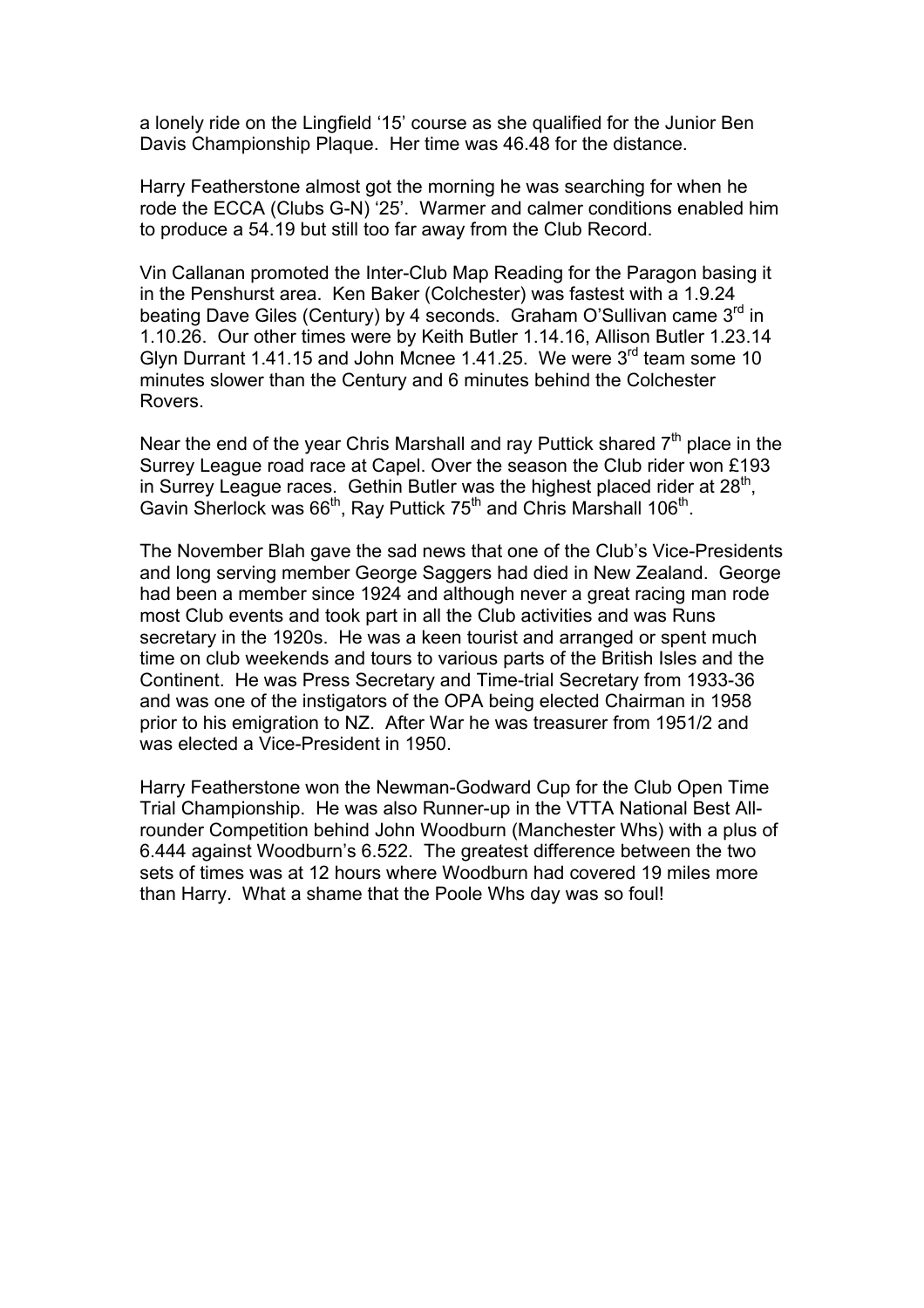a lonely ride on the Lingfield '15' course as she qualified for the Junior Ben Davis Championship Plaque. Her time was 46.48 for the distance.

Harry Featherstone almost got the morning he was searching for when he rode the ECCA (Clubs G-N) '25'. Warmer and calmer conditions enabled him to produce a 54.19 but still too far away from the Club Record.

Vin Callanan promoted the Inter-Club Map Reading for the Paragon basing it in the Penshurst area. Ken Baker (Colchester) was fastest with a 1.9.24 beating Dave Giles (Century) by 4 seconds. Graham O'Sullivan came 3rd in 1.10.26. Our other times were by Keith Butler 1.14.16, Allison Butler 1.23.14 Glyn Durrant 1.41.15 and John Mcnee 1.41.25. We were 3rd team some 10 minutes slower than the Century and 6 minutes behind the Colchester Rovers.

Near the end of the year Chris Marshall and ray Puttick shared 7th place in the Surrey League road race at Capel. Over the season the Club rider won £193 in Surrey League races. Gethin Butler was the highest placed rider at 28th, Gavin Sherlock was 66th, Ray Puttick 75th and Chris Marshall 106th.

The November Blah gave the sad news that one of the Club's Vice-Presidents and long serving member George Saggers had died in New Zealand. George had been a member since 1924 and although never a great racing man rode most Club events and took part in all the Club activities and was Runs secretary in the 1920s. He was a keen tourist and arranged or spent much time on club weekends and tours to various parts of the British Isles and the Continent. He was Press Secretary and Time-trial Secretary from 1933-36 and was one of the instigators of the OPA being elected Chairman in 1958 prior to his emigration to NZ. After War he was treasurer from 1951/2 and was elected a Vice-President in 1950.

Harry Featherstone won the Newman-Godward Cup for the Club Open Time Trial Championship. He was also Runner-up in the VTTA National Best All-rounder Competition behind John Woodburn (Manchester Whs) with a plus of 6.444 against Woodburn's 6.522. The greatest difference between the two sets of times was at 12 hours where Woodburn had covered 19 miles more than Harry. What a shame that the Poole Whs day was so foul!